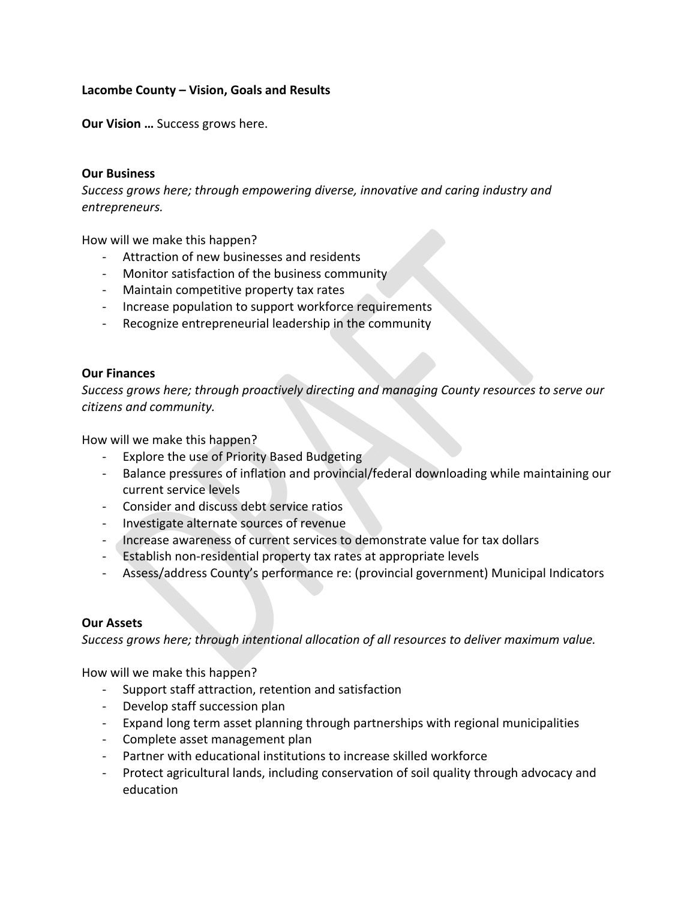**Lacombe County – Vision, Goals and Results**

**Our Vision …** Success grows here.

**Our Business**

*Success grows here; through empowering diverse, innovative and caring industry and entrepreneurs.*

How will we make this happen?

- Attraction of new businesses and residents
- Monitor satisfaction of the business community
- Maintain competitive property tax rates
- Increase population to support workforce requirements
- Recognize entrepreneurial leadership in the community

**Our Finances**

*Success grows here; through proactively directing and managing County resources to serve our citizens and community.*

How will we make this happen?

- Explore the use of Priority Based Budgeting
- Balance pressures of inflation and provincial/federal downloading while maintaining our current service levels
- Consider and discuss debt service ratios
- Investigate alternate sources of revenue
- Increase awareness of current services to demonstrate value for tax dollars
- Establish non-residential property tax rates at appropriate levels
- Assess/address County's performance re: (provincial government) Municipal Indicators

**Our Assets**

*Success grows here; through intentional allocation of all resources to deliver maximum value.*

How will we make this happen?

- Support staff attraction, retention and satisfaction
- Develop staff succession plan
- Expand long term asset planning through partnerships with regional municipalities
- Complete asset management plan
- Partner with educational institutions to increase skilled workforce
- Protect agricultural lands, including conservation of soil quality through advocacy and education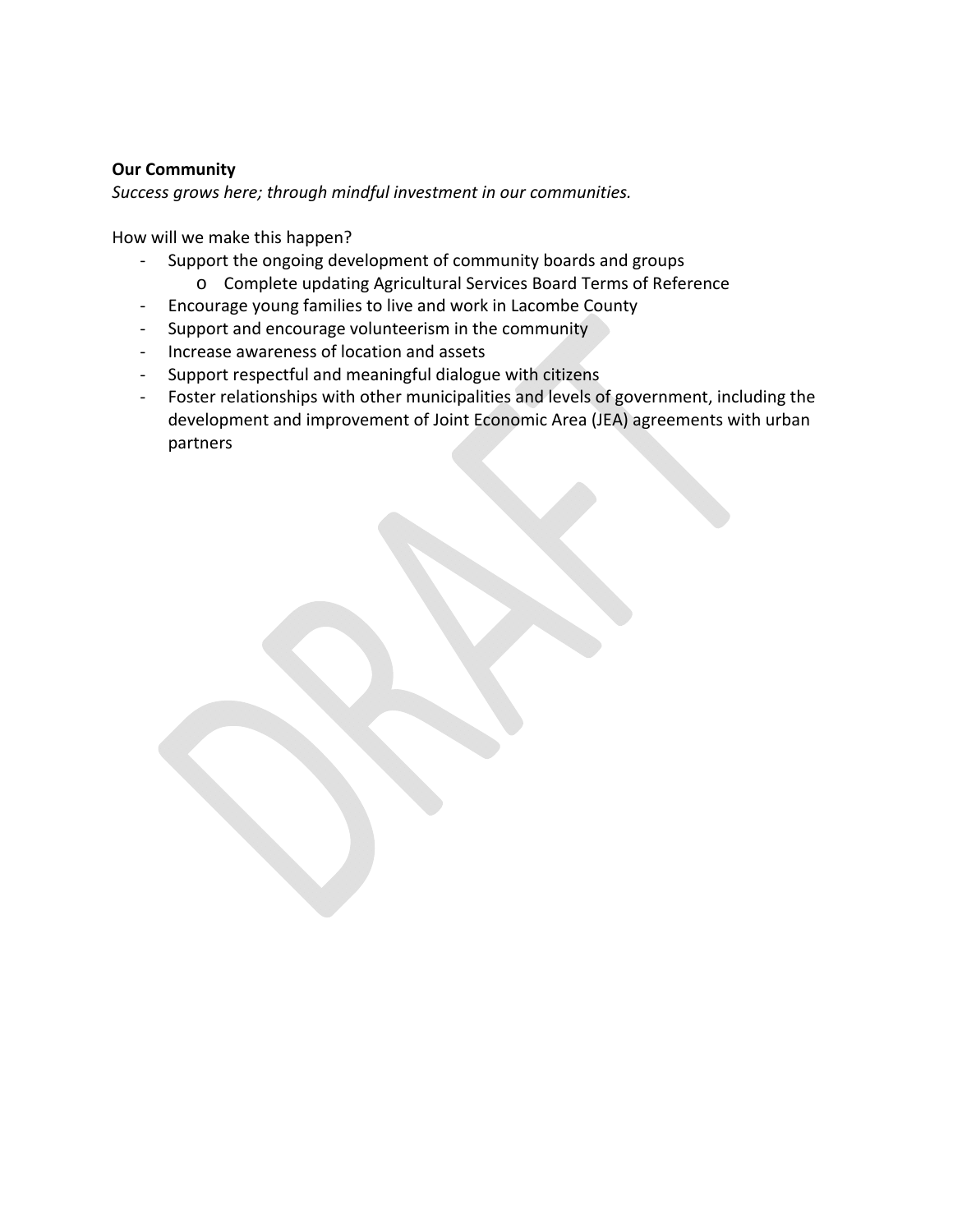**Our Community**

*Success grows here; through mindful investment in our communities.*

How will we make this happen?

- Support the ongoing development of community boards and groups
    - Complete updating Agricultural Services Board Terms of Reference
- Encourage young families to live and work in Lacombe County
- Support and encourage volunteerism in the community
- Increase awareness of location and assets
- Support respectful and meaningful dialogue with citizens
- Foster relationships with other municipalities and levels of government, including the development and improvement of Joint Economic Area (JEA) agreements with urban partners